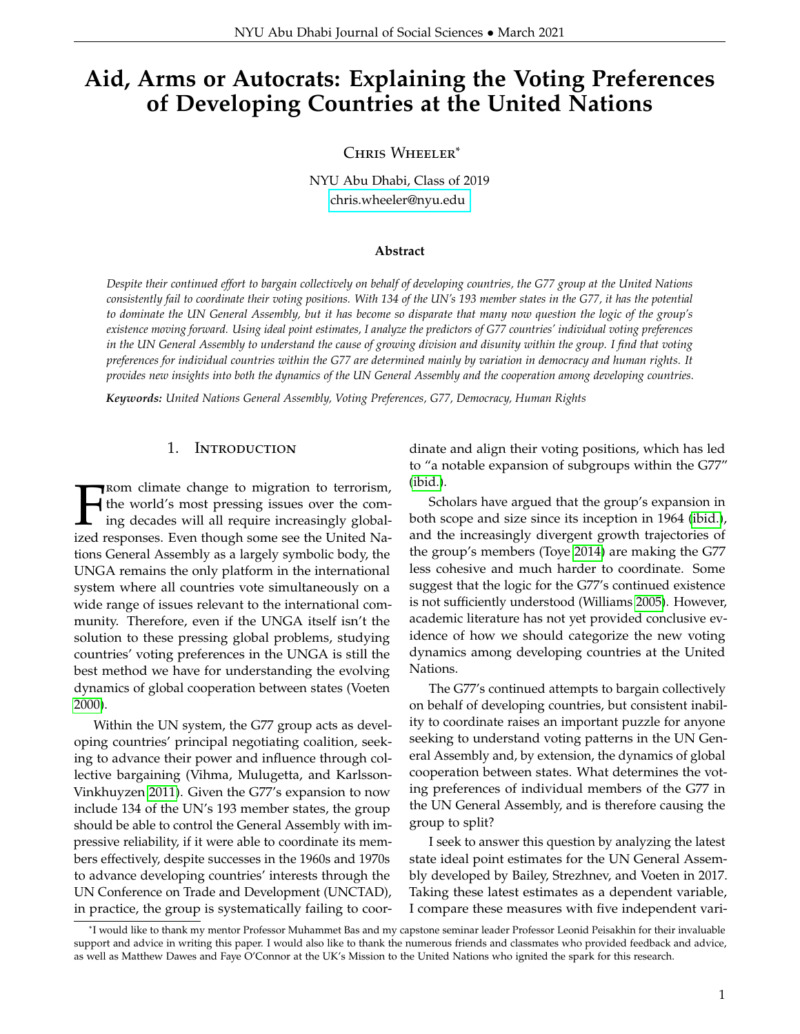# Aid, Arms or Autocrats: Explaining the Voting Preferences of Developing Countries at the United Nations

Chris Wheeler[*]

NYU Abu Dhabi, Class of 2019

chris.wheeler@nyu.edu

### Abstract

*Despite their continued effort to bargain collectively on behalf of developing countries, the G77 group at the United Nations consistently fail to coordinate their voting positions. With 134 of the UN's 193 member states in the G77, it has the potential to dominate the UN General Assembly, but it has become so disparate that many now question the logic of the group's existence moving forward. Using ideal point estimates, I analyze the predictors of G77 countries' individual voting preferences in the UN General Assembly to understand the cause of growing division and disunity within the group. I find that voting preferences for individual countries within the G77 are determined mainly by variation in democracy and human rights. It provides new insights into both the dynamics of the UN General Assembly and the cooperation among developing countries.*

***Keywords:*** *United Nations General Assembly, Voting Preferences, G77, Democracy, Human Rights*

## 1. Introduction

From climate change to migration to terrorism, the world's most pressing issues over the coming decades will all require increasingly globalized responses. Even though some see the United Nations General Assembly as a largely symbolic body, the UNGA remains the only platform in the international system where all countries vote simultaneously on a wide range of issues relevant to the international community. Therefore, even if the UNGA itself isn't the solution to these pressing global problems, studying countries' voting preferences in the UNGA is still the best method we have for understanding the evolving dynamics of global cooperation between states (Voeten 2000).

Within the UN system, the G77 group acts as developing countries' principal negotiating coalition, seeking to advance their power and influence through collective bargaining (Vihma, Mulugetta, and Karlsson-Vinkhuyzen 2011). Given the G77's expansion to now include 134 of the UN's 193 member states, the group should be able to control the General Assembly with impressive reliability, if it were able to coordinate its members effectively, despite successes in the 1960s and 1970s to advance developing countries' interests through the UN Conference on Trade and Development (UNCTAD), in practice, the group is systematically failing to coordinate and align their voting positions, which has led to "a notable expansion of subgroups within the G77" (ibid.).

Scholars have argued that the group's expansion in both scope and size since its inception in 1964 (ibid.), and the increasingly divergent growth trajectories of the group's members (Toye 2014) are making the G77 less cohesive and much harder to coordinate. Some suggest that the logic for the G77's continued existence is not sufficiently understood (Williams 2005). However, academic literature has not yet provided conclusive evidence of how we should categorize the new voting dynamics among developing countries at the United Nations.

The G77's continued attempts to bargain collectively on behalf of developing countries, but consistent inability to coordinate raises an important puzzle for anyone seeking to understand voting patterns in the UN General Assembly and, by extension, the dynamics of global cooperation between states. What determines the voting preferences of individual members of the G77 in the UN General Assembly, and is therefore causing the group to split?

I seek to answer this question by analyzing the latest state ideal point estimates for the UN General Assembly developed by Bailey, Strezhnev, and Voeten in 2017. Taking these latest estimates as a dependent variable, I compare these measures with five independent vari-

[*] I would like to thank my mentor Professor Muhammet Bas and my capstone seminar leader Professor Leonid Peisakhin for their invaluable support and advice in writing this paper. I would also like to thank the numerous friends and classmates who provided feedback and advice, as well as Matthew Dawes and Faye O'Connor at the UK's Mission to the United Nations who ignited the spark for this research.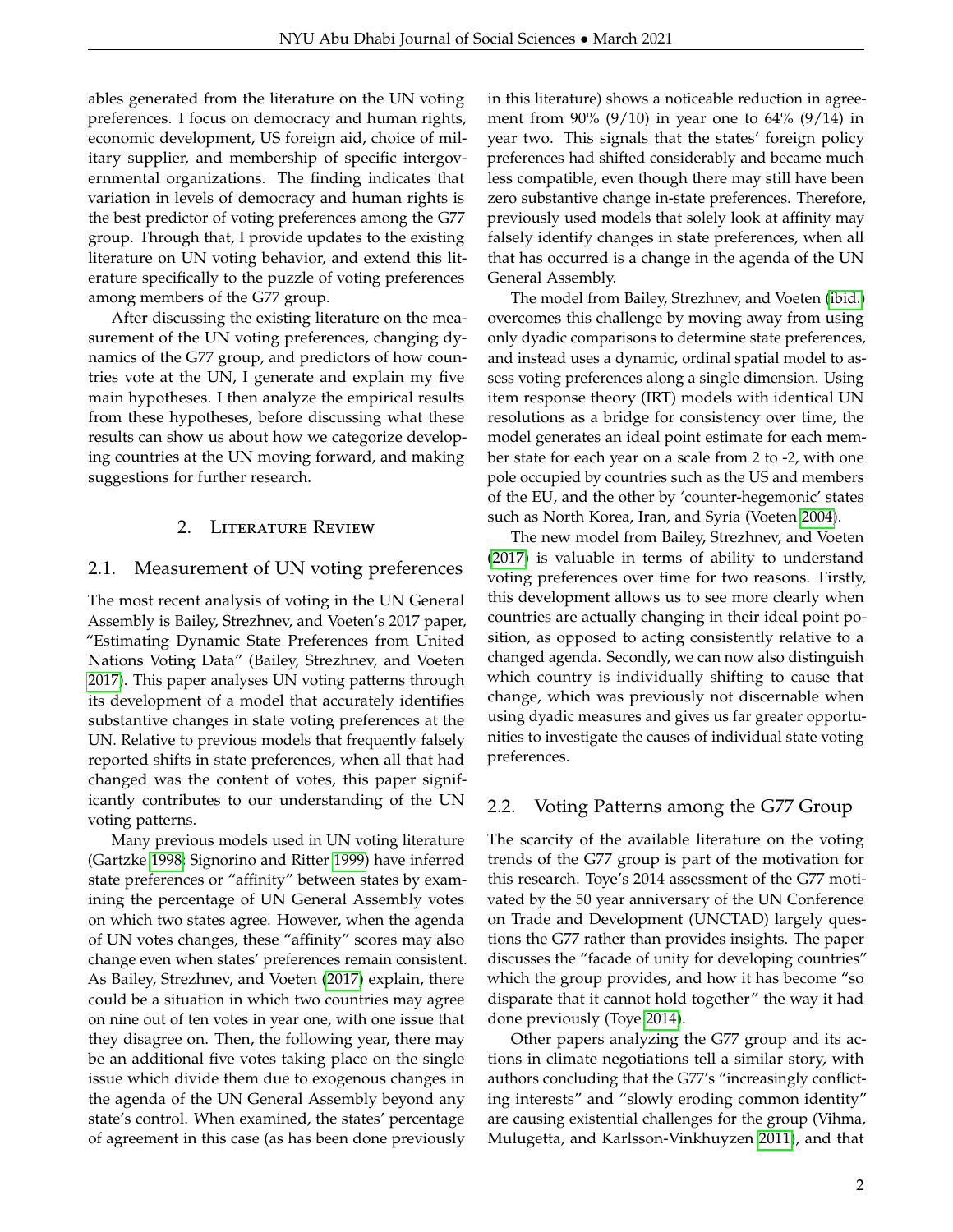ables generated from the literature on the UN voting preferences. I focus on democracy and human rights, economic development, US foreign aid, choice of military supplier, and membership of specific intergovernmental organizations. The finding indicates that variation in levels of democracy and human rights is the best predictor of voting preferences among the G77 group. Through that, I provide updates to the existing literature on UN voting behavior, and extend this literature specifically to the puzzle of voting preferences among members of the G77 group.

After discussing the existing literature on the measurement of the UN voting preferences, changing dynamics of the G77 group, and predictors of how countries vote at the UN, I generate and explain my five main hypotheses. I then analyze the empirical results from these hypotheses, before discussing what these results can show us about how we categorize developing countries at the UN moving forward, and making suggestions for further research.

## 2. Literature Review

### 2.1. Measurement of UN voting preferences

The most recent analysis of voting in the UN General Assembly is Bailey, Strezhnev, and Voeten's 2017 paper, "Estimating Dynamic State Preferences from United Nations Voting Data" (Bailey, Strezhnev, and Voeten 2017). This paper analyses UN voting patterns through its development of a model that accurately identifies substantive changes in state voting preferences at the UN. Relative to previous models that frequently falsely reported shifts in state preferences, when all that had changed was the content of votes, this paper significantly contributes to our understanding of the UN voting patterns.

Many previous models used in UN voting literature (Gartzke 1998; Signorino and Ritter 1999) have inferred state preferences or "affinity" between states by examining the percentage of UN General Assembly votes on which two states agree. However, when the agenda of UN votes changes, these "affinity" scores may also change even when states' preferences remain consistent. As Bailey, Strezhnev, and Voeten (2017) explain, there could be a situation in which two countries may agree on nine out of ten votes in year one, with one issue that they disagree on. Then, the following year, there may be an additional five votes taking place on the single issue which divide them due to exogenous changes in the agenda of the UN General Assembly beyond any state's control. When examined, the states' percentage of agreement in this case (as has been done previously in this literature) shows a noticeable reduction in agreement from 90% (9/10) in year one to 64% (9/14) in year two. This signals that the states' foreign policy preferences had shifted considerably and became much less compatible, even though there may still have been zero substantive change in-state preferences. Therefore, previously used models that solely look at affinity may falsely identify changes in state preferences, when all that has occurred is a change in the agenda of the UN General Assembly.

The model from Bailey, Strezhnev, and Voeten (ibid.) overcomes this challenge by moving away from using only dyadic comparisons to determine state preferences, and instead uses a dynamic, ordinal spatial model to assess voting preferences along a single dimension. Using item response theory (IRT) models with identical UN resolutions as a bridge for consistency over time, the model generates an ideal point estimate for each member state for each year on a scale from 2 to -2, with one pole occupied by countries such as the US and members of the EU, and the other by 'counter-hegemonic' states such as North Korea, Iran, and Syria (Voeten 2004).

The new model from Bailey, Strezhnev, and Voeten (2017) is valuable in terms of ability to understand voting preferences over time for two reasons. Firstly, this development allows us to see more clearly when countries are actually changing in their ideal point position, as opposed to acting consistently relative to a changed agenda. Secondly, we can now also distinguish which country is individually shifting to cause that change, which was previously not discernable when using dyadic measures and gives us far greater opportunities to investigate the causes of individual state voting preferences.

### 2.2. Voting Patterns among the G77 Group

The scarcity of the available literature on the voting trends of the G77 group is part of the motivation for this research. Toye's 2014 assessment of the G77 motivated by the 50 year anniversary of the UN Conference on Trade and Development (UNCTAD) largely questions the G77 rather than provides insights. The paper discusses the "facade of unity for developing countries" which the group provides, and how it has become "so disparate that it cannot hold together" the way it had done previously (Toye 2014).

Other papers analyzing the G77 group and its actions in climate negotiations tell a similar story, with authors concluding that the G77's "increasingly conflicting interests" and "slowly eroding common identity" are causing existential challenges for the group (Vihma, Mulugetta, and Karlsson-Vinkhuyzen 2011), and that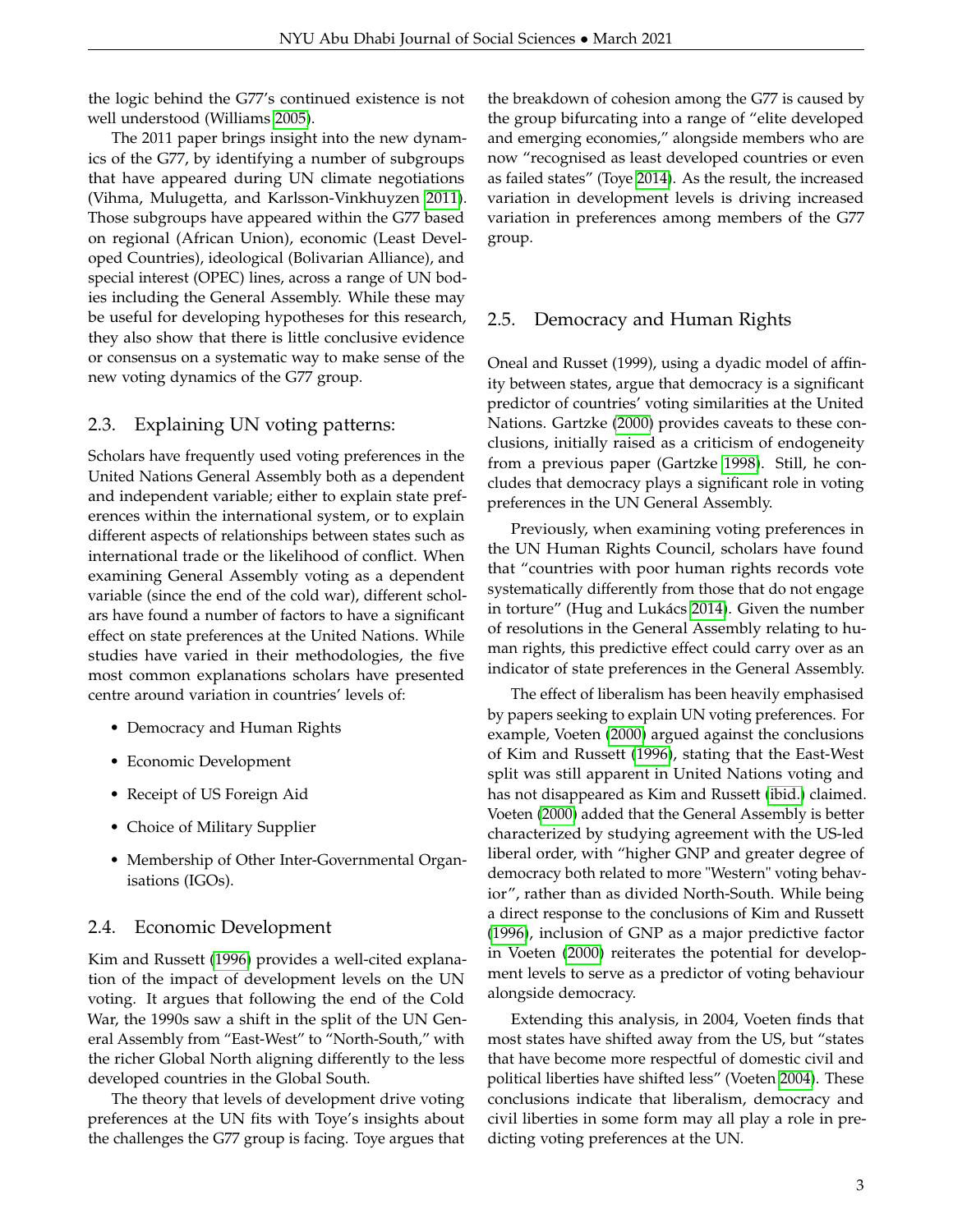the logic behind the G77's continued existence is not well understood (Williams 2005).

The 2011 paper brings insight into the new dynamics of the G77, by identifying a number of subgroups that have appeared during UN climate negotiations (Vihma, Mulugetta, and Karlsson-Vinkhuyzen 2011). Those subgroups have appeared within the G77 based on regional (African Union), economic (Least Developed Countries), ideological (Bolivarian Alliance), and special interest (OPEC) lines, across a range of UN bodies including the General Assembly. While these may be useful for developing hypotheses for this research, they also show that there is little conclusive evidence or consensus on a systematic way to make sense of the new voting dynamics of the G77 group.

## 2.3. Explaining UN voting patterns:

Scholars have frequently used voting preferences in the United Nations General Assembly both as a dependent and independent variable; either to explain state preferences within the international system, or to explain different aspects of relationships between states such as international trade or the likelihood of conflict. When examining General Assembly voting as a dependent variable (since the end of the cold war), different scholars have found a number of factors to have a significant effect on state preferences at the United Nations. While studies have varied in their methodologies, the five most common explanations scholars have presented centre around variation in countries' levels of:

- Democracy and Human Rights
- Economic Development
- Receipt of US Foreign Aid
- Choice of Military Supplier
- Membership of Other Inter-Governmental Organisations (IGOs).

## 2.4. Economic Development

Kim and Russett (1996) provides a well-cited explanation of the impact of development levels on the UN voting. It argues that following the end of the Cold War, the 1990s saw a shift in the split of the UN General Assembly from "East-West" to "North-South," with the richer Global North aligning differently to the less developed countries in the Global South.

The theory that levels of development drive voting preferences at the UN fits with Toye's insights about the challenges the G77 group is facing. Toye argues that the breakdown of cohesion among the G77 is caused by the group bifurcating into a range of "elite developed and emerging economies," alongside members who are now "recognised as least developed countries or even as failed states" (Toye 2014). As the result, the increased variation in development levels is driving increased variation in preferences among members of the G77 group.

## 2.5. Democracy and Human Rights

Oneal and Russet (1999), using a dyadic model of affinity between states, argue that democracy is a significant predictor of countries' voting similarities at the United Nations. Gartzke (2000) provides caveats to these conclusions, initially raised as a criticism of endogeneity from a previous paper (Gartzke 1998). Still, he concludes that democracy plays a significant role in voting preferences in the UN General Assembly.

Previously, when examining voting preferences in the UN Human Rights Council, scholars have found that "countries with poor human rights records vote systematically differently from those that do not engage in torture" (Hug and Lukács 2014). Given the number of resolutions in the General Assembly relating to human rights, this predictive effect could carry over as an indicator of state preferences in the General Assembly.

The effect of liberalism has been heavily emphasised by papers seeking to explain UN voting preferences. For example, Voeten (2000) argued against the conclusions of Kim and Russett (1996), stating that the East-West split was still apparent in United Nations voting and has not disappeared as Kim and Russett (ibid.) claimed. Voeten (2000) added that the General Assembly is better characterized by studying agreement with the US-led liberal order, with "higher GNP and greater degree of democracy both related to more "Western" voting behavior", rather than as divided North-South. While being a direct response to the conclusions of Kim and Russett (1996), inclusion of GNP as a major predictive factor in Voeten (2000) reiterates the potential for development levels to serve as a predictor of voting behaviour alongside democracy.

Extending this analysis, in 2004, Voeten finds that most states have shifted away from the US, but "states that have become more respectful of domestic civil and political liberties have shifted less" (Voeten 2004). These conclusions indicate that liberalism, democracy and civil liberties in some form may all play a role in predicting voting preferences at the UN.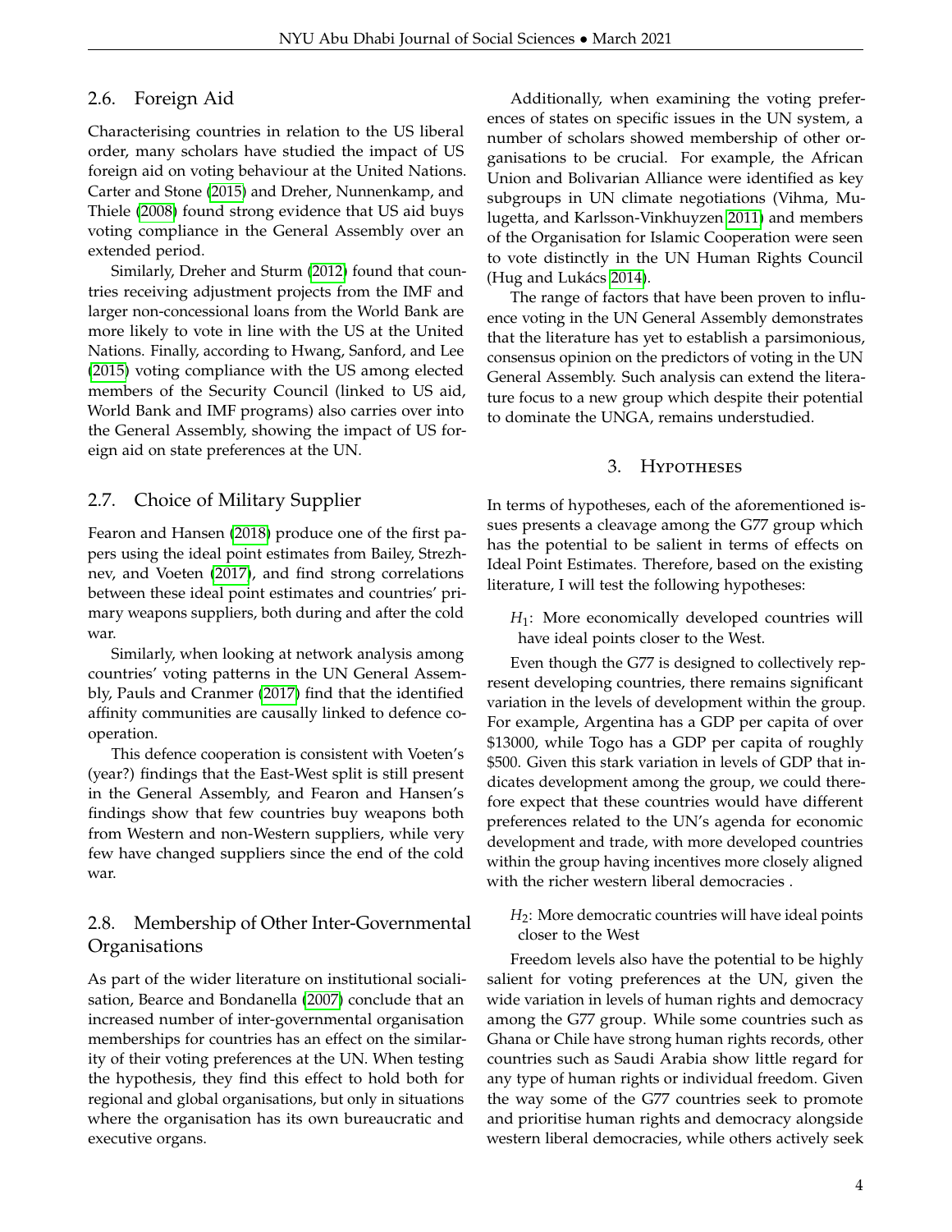### 2.6. Foreign Aid

Characterising countries in relation to the US liberal order, many scholars have studied the impact of US foreign aid on voting behaviour at the United Nations. Carter and Stone (2015) and Dreher, Nunnenkamp, and Thiele (2008) found strong evidence that US aid buys voting compliance in the General Assembly over an extended period.

Similarly, Dreher and Sturm (2012) found that countries receiving adjustment projects from the IMF and larger non-concessional loans from the World Bank are more likely to vote in line with the US at the United Nations. Finally, according to Hwang, Sanford, and Lee (2015) voting compliance with the US among elected members of the Security Council (linked to US aid, World Bank and IMF programs) also carries over into the General Assembly, showing the impact of US foreign aid on state preferences at the UN.

### 2.7. Choice of Military Supplier

Fearon and Hansen (2018) produce one of the first papers using the ideal point estimates from Bailey, Strezhnev, and Voeten (2017), and find strong correlations between these ideal point estimates and countries' primary weapons suppliers, both during and after the cold war.

Similarly, when looking at network analysis among countries' voting patterns in the UN General Assembly, Pauls and Cranmer (2017) find that the identified affinity communities are causally linked to defence cooperation.

This defence cooperation is consistent with Voeten's (year?) findings that the East-West split is still present in the General Assembly, and Fearon and Hansen's findings show that few countries buy weapons both from Western and non-Western suppliers, while very few have changed suppliers since the end of the cold war.

### 2.8. Membership of Other Inter-Governmental Organisations

As part of the wider literature on institutional socialisation, Bearce and Bondanella (2007) conclude that an increased number of inter-governmental organisation memberships for countries has an effect on the similarity of their voting preferences at the UN. When testing the hypothesis, they find this effect to hold both for regional and global organisations, but only in situations where the organisation has its own bureaucratic and executive organs.

Additionally, when examining the voting preferences of states on specific issues in the UN system, a number of scholars showed membership of other organisations to be crucial. For example, the African Union and Bolivarian Alliance were identified as key subgroups in UN climate negotiations (Vihma, Mulugetta, and Karlsson-Vinkhuyzen 2011) and members of the Organisation for Islamic Cooperation were seen to vote distinctly in the UN Human Rights Council (Hug and Lukács 2014).

The range of factors that have been proven to influence voting in the UN General Assembly demonstrates that the literature has yet to establish a parsimonious, consensus opinion on the predictors of voting in the UN General Assembly. Such analysis can extend the literature focus to a new group which despite their potential to dominate the UNGA, remains understudied.

## 3. Hypotheses

In terms of hypotheses, each of the aforementioned issues presents a cleavage among the G77 group which has the potential to be salient in terms of effects on Ideal Point Estimates. Therefore, based on the existing literature, I will test the following hypotheses:

> $H_1$: More economically developed countries will have ideal points closer to the West.

Even though the G77 is designed to collectively represent developing countries, there remains significant variation in the levels of development within the group. For example, Argentina has a GDP per capita of over \$13000, while Togo has a GDP per capita of roughly \$500. Given this stark variation in levels of GDP that indicates development among the group, we could therefore expect that these countries would have different preferences related to the UN's agenda for economic development and trade, with more developed countries within the group having incentives more closely aligned with the richer western liberal democracies .

> $H_2$: More democratic countries will have ideal points closer to the West

Freedom levels also have the potential to be highly salient for voting preferences at the UN, given the wide variation in levels of human rights and democracy among the G77 group. While some countries such as Ghana or Chile have strong human rights records, other countries such as Saudi Arabia show little regard for any type of human rights or individual freedom. Given the way some of the G77 countries seek to promote and prioritise human rights and democracy alongside western liberal democracies, while others actively seek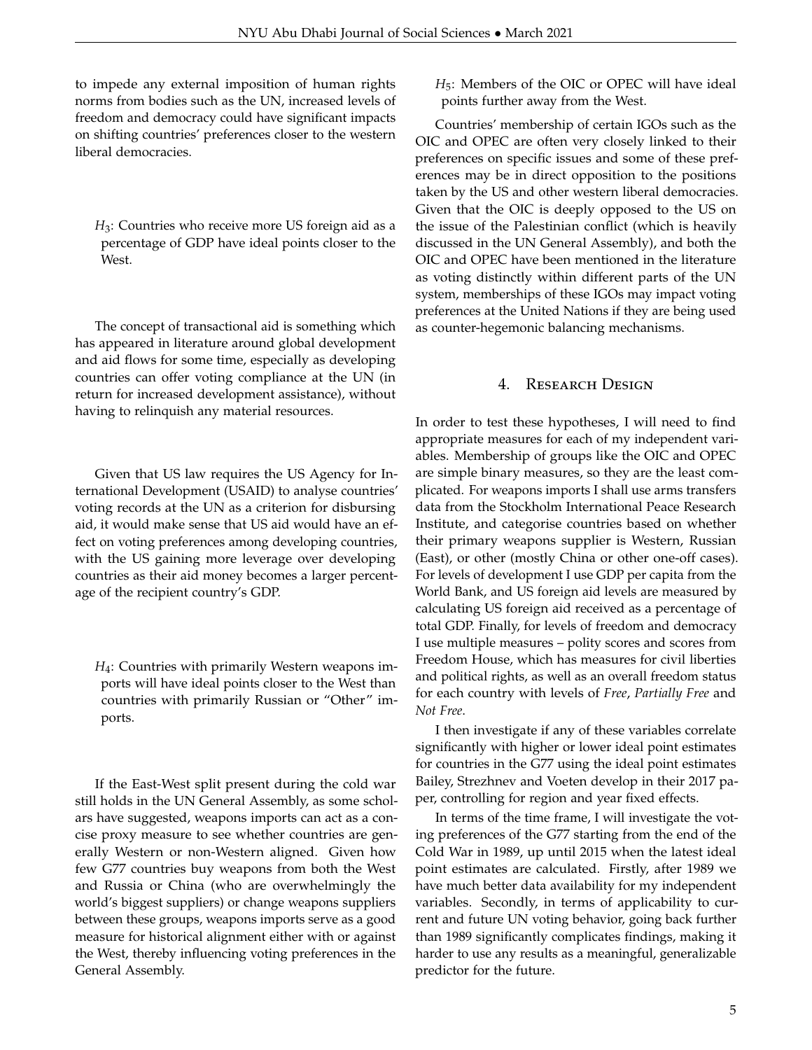to impede any external imposition of human rights norms from bodies such as the UN, increased levels of freedom and democracy could have significant impacts on shifting countries' preferences closer to the western liberal democracies.

$H_3$: Countries who receive more US foreign aid as a percentage of GDP have ideal points closer to the West.

The concept of transactional aid is something which has appeared in literature around global development and aid flows for some time, especially as developing countries can offer voting compliance at the UN (in return for increased development assistance), without having to relinquish any material resources.

Given that US law requires the US Agency for International Development (USAID) to analyse countries' voting records at the UN as a criterion for disbursing aid, it would make sense that US aid would have an effect on voting preferences among developing countries, with the US gaining more leverage over developing countries as their aid money becomes a larger percentage of the recipient country's GDP.

$H_4$: Countries with primarily Western weapons imports will have ideal points closer to the West than countries with primarily Russian or "Other" imports.

If the East-West split present during the cold war still holds in the UN General Assembly, as some scholars have suggested, weapons imports can act as a concise proxy measure to see whether countries are generally Western or non-Western aligned. Given how few G77 countries buy weapons from both the West and Russia or China (who are overwhelmingly the world's biggest suppliers) or change weapons suppliers between these groups, weapons imports serve as a good measure for historical alignment either with or against the West, thereby influencing voting preferences in the General Assembly.

$H_5$: Members of the OIC or OPEC will have ideal points further away from the West.

Countries' membership of certain IGOs such as the OIC and OPEC are often very closely linked to their preferences on specific issues and some of these preferences may be in direct opposition to the positions taken by the US and other western liberal democracies. Given that the OIC is deeply opposed to the US on the issue of the Palestinian conflict (which is heavily discussed in the UN General Assembly), and both the OIC and OPEC have been mentioned in the literature as voting distinctly within different parts of the UN system, memberships of these IGOs may impact voting preferences at the United Nations if they are being used as counter-hegemonic balancing mechanisms.

## 4. Research Design

In order to test these hypotheses, I will need to find appropriate measures for each of my independent variables. Membership of groups like the OIC and OPEC are simple binary measures, so they are the least complicated. For weapons imports I shall use arms transfers data from the Stockholm International Peace Research Institute, and categorise countries based on whether their primary weapons supplier is Western, Russian (East), or other (mostly China or other one-off cases). For levels of development I use GDP per capita from the World Bank, and US foreign aid levels are measured by calculating US foreign aid received as a percentage of total GDP. Finally, for levels of freedom and democracy I use multiple measures – polity scores and scores from Freedom House, which has measures for civil liberties and political rights, as well as an overall freedom status for each country with levels of *Free*, *Partially Free* and *Not Free*.

I then investigate if any of these variables correlate significantly with higher or lower ideal point estimates for countries in the G77 using the ideal point estimates Bailey, Strezhnev and Voeten develop in their 2017 paper, controlling for region and year fixed effects.

In terms of the time frame, I will investigate the voting preferences of the G77 starting from the end of the Cold War in 1989, up until 2015 when the latest ideal point estimates are calculated. Firstly, after 1989 we have much better data availability for my independent variables. Secondly, in terms of applicability to current and future UN voting behavior, going back further than 1989 significantly complicates findings, making it harder to use any results as a meaningful, generalizable predictor for the future.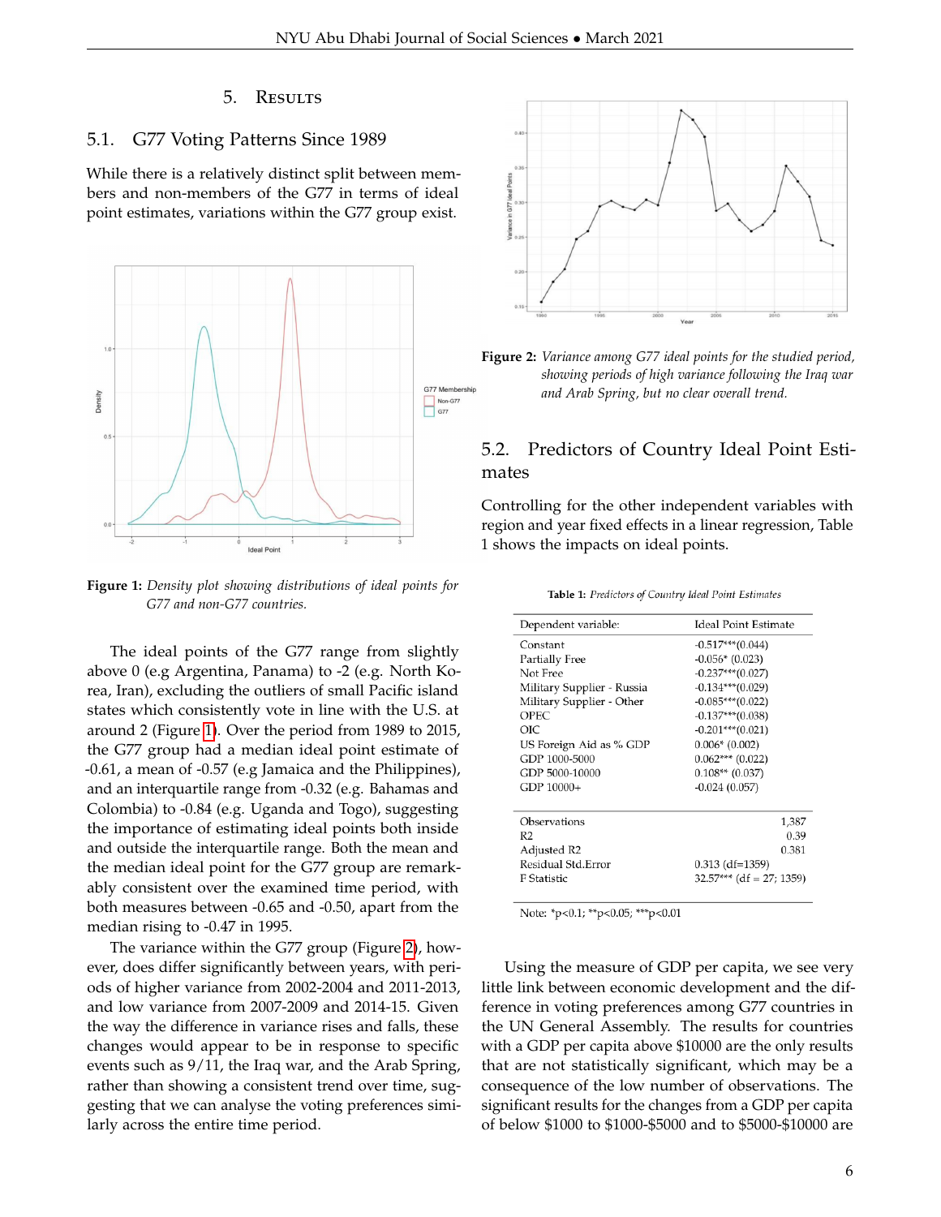## 5. Results

### 5.1. G77 Voting Patterns Since 1989

While there is a relatively distinct split between members and non-members of the G77 in terms of ideal point estimates, variations within the G77 group exist.

**Figure 1:** *Density plot showing distributions of ideal points for G77 and non-G77 countries.*

The ideal points of the G77 range from slightly above 0 (e.g Argentina, Panama) to -2 (e.g. North Korea, Iran), excluding the outliers of small Pacific island states which consistently vote in line with the U.S. at around 2 (Figure 1). Over the period from 1989 to 2015, the G77 group had a median ideal point estimate of -0.61, a mean of -0.57 (e.g Jamaica and the Philippines), and an interquartile range from -0.32 (e.g. Bahamas and Colombia) to -0.84 (e.g. Uganda and Togo), suggesting the importance of estimating ideal points both inside and outside the interquartile range. Both the mean and the median ideal point for the G77 group are remarkably consistent over the examined time period, with both measures between -0.65 and -0.50, apart from the median rising to -0.47 in 1995.

The variance within the G77 group (Figure 2), however, does differ significantly between years, with periods of higher variance from 2002-2004 and 2011-2013, and low variance from 2007-2009 and 2014-15. Given the way the difference in variance rises and falls, these changes would appear to be in response to specific events such as 9/11, the Iraq war, and the Arab Spring, rather than showing a consistent trend over time, suggesting that we can analyse the voting preferences similarly across the entire time period.

**Figure 2:** *Variance among G77 ideal points for the studied period, showing periods of high variance following the Iraq war and Arab Spring, but no clear overall trend.*

### 5.2. Predictors of Country Ideal Point Estimates

Controlling for the other independent variables with region and year fixed effects in a linear regression, Table 1 shows the impacts on ideal points.

**Table 1:** *Predictors of Country Ideal Point Estimates*

| Dependent variable: | Ideal Point Estimate |
|---|---|
| Constant | -0.517***(0.044) |
| Partially Free | -0.056* (0.023) |
| Not Free | -0.237***(0.027) |
| Military Supplier - Russia | -0.134***(0.029) |
| Military Supplier - Other | -0.085***(0.022) |
| OPEC | -0.137***(0.038) |
| OIC | -0.201***(0.021) |
| US Foreign Aid as % GDP | 0.006* (0.002) |
| GDP 1000-5000 | 0.062*** (0.022) |
| GDP 5000-10000 | 0.108** (0.037) |
| GDP 10000+ | -0.024 (0.057) |
| Observations | 1,387 |
| R2 | 0.39 |
| Adjusted R2 | 0.381 |
| Residual Std.Error | 0.313 (df=1359) |
| F Statistic | 32.57*** (df = 27; 1359) |

Note: *p<0.1; **p<0.05; ***p<0.01

Using the measure of GDP per capita, we see very little link between economic development and the difference in voting preferences among G77 countries in the UN General Assembly. The results for countries with a GDP per capita above $10000 are the only results that are not statistically significant, which may be a consequence of the low number of observations. The significant results for the changes from a GDP per capita of below $1000 to $1000-$5000 and to $5000-$10000 are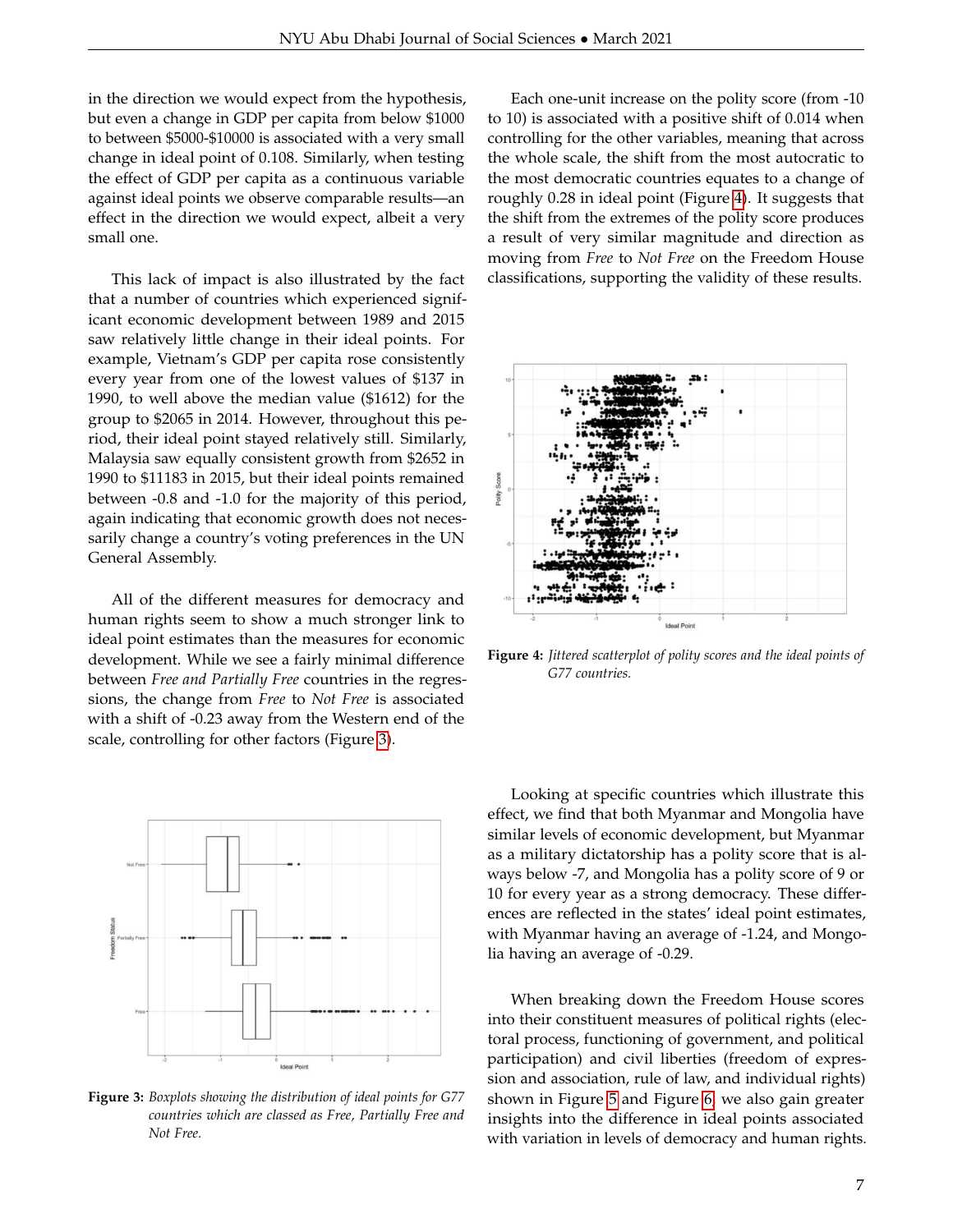in the direction we would expect from the hypothesis, but even a change in GDP per capita from below $1000 to between $5000-$10000 is associated with a very small change in ideal point of 0.108. Similarly, when testing the effect of GDP per capita as a continuous variable against ideal points we observe comparable results—an effect in the direction we would expect, albeit a very small one.

This lack of impact is also illustrated by the fact that a number of countries which experienced significant economic development between 1989 and 2015 saw relatively little change in their ideal points. For example, Vietnam's GDP per capita rose consistently every year from one of the lowest values of $137 in 1990, to well above the median value ($1612) for the group to $2065 in 2014. However, throughout this period, their ideal point stayed relatively still. Similarly, Malaysia saw equally consistent growth from $2652 in 1990 to $11183 in 2015, but their ideal points remained between -0.8 and -1.0 for the majority of this period, again indicating that economic growth does not necessarily change a country's voting preferences in the UN General Assembly.

All of the different measures for democracy and human rights seem to show a much stronger link to ideal point estimates than the measures for economic development. While we see a fairly minimal difference between *Free and Partially Free* countries in the regressions, the change from *Free* to *Not Free* is associated with a shift of -0.23 away from the Western end of the scale, controlling for other factors (Figure 3).

**Figure 3:** *Boxplots showing the distribution of ideal points for G77 countries which are classed as Free, Partially Free and Not Free.*

Each one-unit increase on the polity score (from -10 to 10) is associated with a positive shift of 0.014 when controlling for the other variables, meaning that across the whole scale, the shift from the most autocratic to the most democratic countries equates to a change of roughly 0.28 in ideal point (Figure 4). It suggests that the shift from the extremes of the polity score produces a result of very similar magnitude and direction as moving from *Free* to *Not Free* on the Freedom House classifications, supporting the validity of these results.

**Figure 4:** *Jittered scatterplot of polity scores and the ideal points of G77 countries.*

Looking at specific countries which illustrate this effect, we find that both Myanmar and Mongolia have similar levels of economic development, but Myanmar as a military dictatorship has a polity score that is always below -7, and Mongolia has a polity score of 9 or 10 for every year as a strong democracy. These differences are reflected in the states' ideal point estimates, with Myanmar having an average of -1.24, and Mongolia having an average of -0.29.

When breaking down the Freedom House scores into their constituent measures of political rights (electoral process, functioning of government, and political participation) and civil liberties (freedom of expression and association, rule of law, and individual rights) shown in Figure 5 and Figure 6, we also gain greater insights into the difference in ideal points associated with variation in levels of democracy and human rights.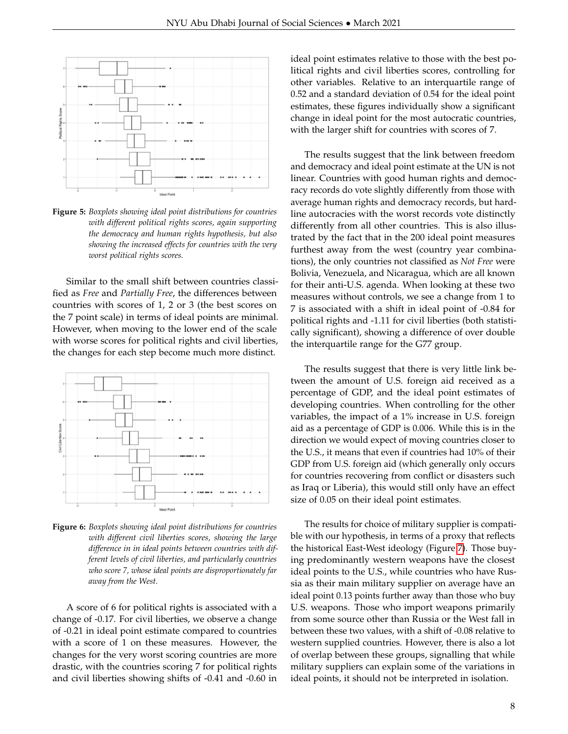**Figure 5:** *Boxplots showing ideal point distributions for countries with different political rights scores, again supporting the democracy and human rights hypothesis, but also showing the increased effects for countries with the very worst political rights scores.*

Similar to the small shift between countries classified as *Free* and *Partially Free*, the differences between countries with scores of 1, 2 or 3 (the best scores on the 7 point scale) in terms of ideal points are minimal. However, when moving to the lower end of the scale with worse scores for political rights and civil liberties, the changes for each step become much more distinct.

**Figure 6:** *Boxplots showing ideal point distributions for countries with different civil liberties scores, showing the large difference in in ideal points between countries with different levels of civil liberties, and particularly countries who score 7, whose ideal points are disproportionately far away from the West.*

A score of 6 for political rights is associated with a change of -0.17. For civil liberties, we observe a change of -0.21 in ideal point estimate compared to countries with a score of 1 on these measures. However, the changes for the very worst scoring countries are more drastic, with the countries scoring 7 for political rights and civil liberties showing shifts of -0.41 and -0.60 in ideal point estimates relative to those with the best political rights and civil liberties scores, controlling for other variables. Relative to an interquartile range of 0.52 and a standard deviation of 0.54 for the ideal point estimates, these figures individually show a significant change in ideal point for the most autocratic countries, with the larger shift for countries with scores of 7.

The results suggest that the link between freedom and democracy and ideal point estimate at the UN is not linear. Countries with good human rights and democracy records do vote slightly differently from those with average human rights and democracy records, but hardline autocracies with the worst records vote distinctly differently from all other countries. This is also illustrated by the fact that in the 200 ideal point measures furthest away from the west (country year combinations), the only countries not classified as *Not Free* were Bolivia, Venezuela, and Nicaragua, which are all known for their anti-U.S. agenda. When looking at these two measures without controls, we see a change from 1 to 7 is associated with a shift in ideal point of -0.84 for political rights and -1.11 for civil liberties (both statistically significant), showing a difference of over double the interquartile range for the G77 group.

The results suggest that there is very little link between the amount of U.S. foreign aid received as a percentage of GDP, and the ideal point estimates of developing countries. When controlling for the other variables, the impact of a 1% increase in U.S. foreign aid as a percentage of GDP is 0.006. While this is in the direction we would expect of moving countries closer to the U.S., it means that even if countries had 10% of their GDP from U.S. foreign aid (which generally only occurs for countries recovering from conflict or disasters such as Iraq or Liberia), this would still only have an effect size of 0.05 on their ideal point estimates.

The results for choice of military supplier is compatible with our hypothesis, in terms of a proxy that reflects the historical East-West ideology (Figure 7). Those buying predominantly western weapons have the closest ideal points to the U.S., while countries who have Russia as their main military supplier on average have an ideal point 0.13 points further away than those who buy U.S. weapons. Those who import weapons primarily from some source other than Russia or the West fall in between these two values, with a shift of -0.08 relative to western supplied countries. However, there is also a lot of overlap between these groups, signalling that while military suppliers can explain some of the variations in ideal points, it should not be interpreted in isolation.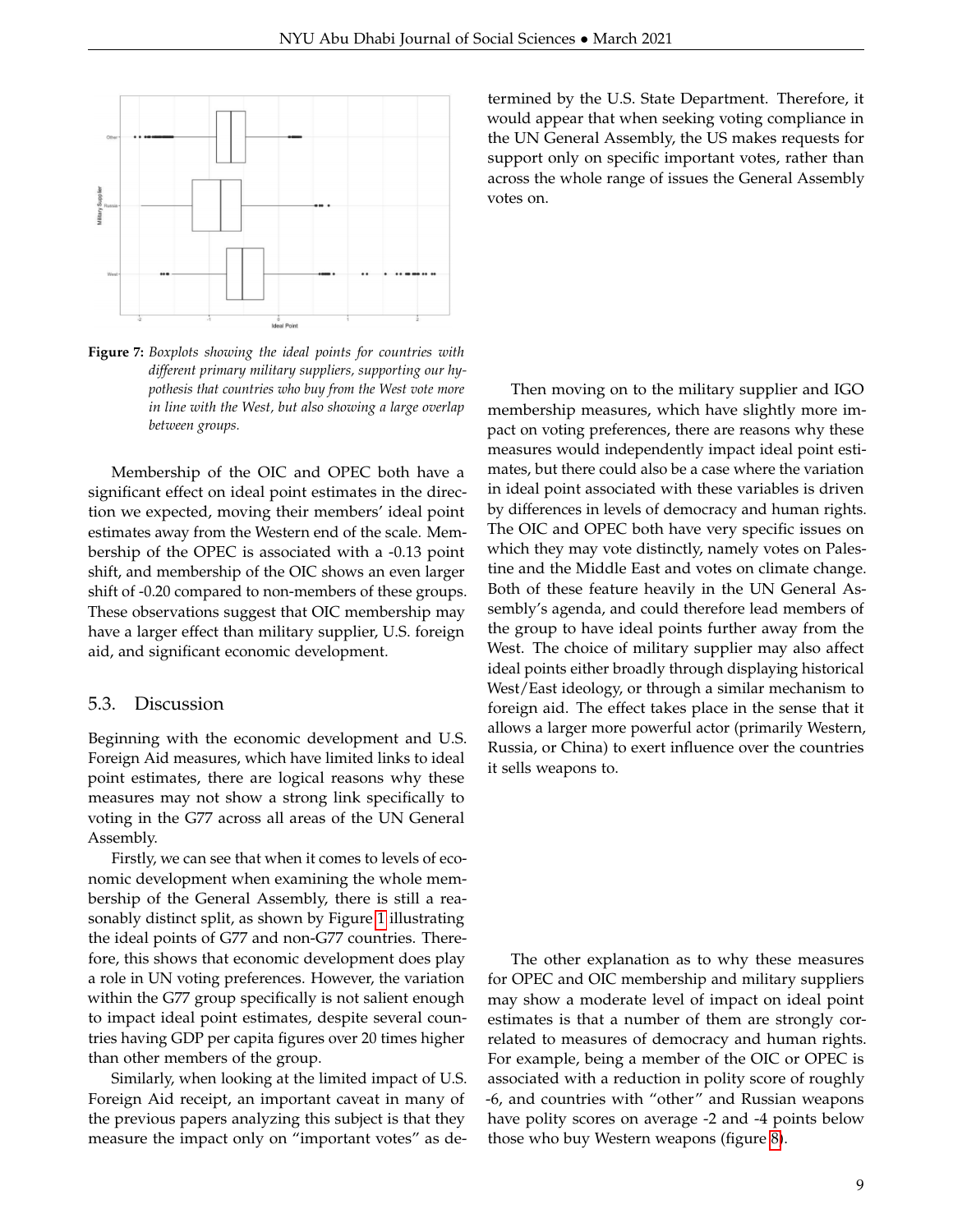**Figure 7:** *Boxplots showing the ideal points for countries with different primary military suppliers, supporting our hypothesis that countries who buy from the West vote more in line with the West, but also showing a large overlap between groups.*

Membership of the OIC and OPEC both have a significant effect on ideal point estimates in the direction we expected, moving their members' ideal point estimates away from the Western end of the scale. Membership of the OPEC is associated with a -0.13 point shift, and membership of the OIC shows an even larger shift of -0.20 compared to non-members of these groups. These observations suggest that OIC membership may have a larger effect than military supplier, U.S. foreign aid, and significant economic development.

## 5.3. Discussion

Beginning with the economic development and U.S. Foreign Aid measures, which have limited links to ideal point estimates, there are logical reasons why these measures may not show a strong link specifically to voting in the G77 across all areas of the UN General Assembly.

Firstly, we can see that when it comes to levels of economic development when examining the whole membership of the General Assembly, there is still a reasonably distinct split, as shown by Figure 1 illustrating the ideal points of G77 and non-G77 countries. Therefore, this shows that economic development does play a role in UN voting preferences. However, the variation within the G77 group specifically is not salient enough to impact ideal point estimates, despite several countries having GDP per capita figures over 20 times higher than other members of the group.

Similarly, when looking at the limited impact of U.S. Foreign Aid receipt, an important caveat in many of the previous papers analyzing this subject is that they measure the impact only on "important votes" as determined by the U.S. State Department. Therefore, it would appear that when seeking voting compliance in the UN General Assembly, the US makes requests for support only on specific important votes, rather than across the whole range of issues the General Assembly votes on.

Then moving on to the military supplier and IGO membership measures, which have slightly more impact on voting preferences, there are reasons why these measures would independently impact ideal point estimates, but there could also be a case where the variation in ideal point associated with these variables is driven by differences in levels of democracy and human rights. The OIC and OPEC both have very specific issues on which they may vote distinctly, namely votes on Palestine and the Middle East and votes on climate change. Both of these feature heavily in the UN General Assembly's agenda, and could therefore lead members of the group to have ideal points further away from the West. The choice of military supplier may also affect ideal points either broadly through displaying historical West/East ideology, or through a similar mechanism to foreign aid. The effect takes place in the sense that it allows a larger more powerful actor (primarily Western, Russia, or China) to exert influence over the countries it sells weapons to.

The other explanation as to why these measures for OPEC and OIC membership and military suppliers may show a moderate level of impact on ideal point estimates is that a number of them are strongly correlated to measures of democracy and human rights. For example, being a member of the OIC or OPEC is associated with a reduction in polity score of roughly -6, and countries with "other" and Russian weapons have polity scores on average -2 and -4 points below those who buy Western weapons (figure 8).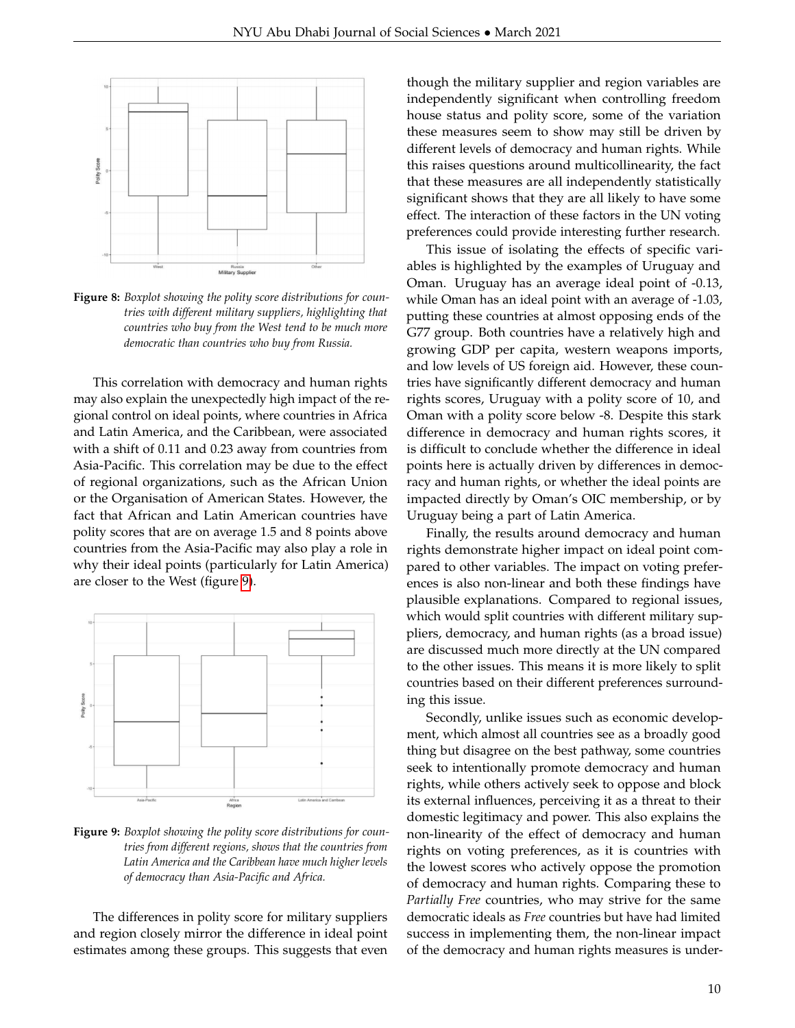**Figure 8:** *Boxplot showing the polity score distributions for countries with different military suppliers, highlighting that countries who buy from the West tend to be much more democratic than countries who buy from Russia.*

This correlation with democracy and human rights may also explain the unexpectedly high impact of the regional control on ideal points, where countries in Africa and Latin America, and the Caribbean, were associated with a shift of 0.11 and 0.23 away from countries from Asia-Pacific. This correlation may be due to the effect of regional organizations, such as the African Union or the Organisation of American States. However, the fact that African and Latin American countries have polity scores that are on average 1.5 and 8 points above countries from the Asia-Pacific may also play a role in why their ideal points (particularly for Latin America) are closer to the West (figure 9).

**Figure 9:** *Boxplot showing the polity score distributions for countries from different regions, shows that the countries from Latin America and the Caribbean have much higher levels of democracy than Asia-Pacific and Africa.*

The differences in polity score for military suppliers and region closely mirror the difference in ideal point estimates among these groups. This suggests that even though the military supplier and region variables are independently significant when controlling freedom house status and polity score, some of the variation these measures seem to show may still be driven by different levels of democracy and human rights. While this raises questions around multicollinearity, the fact that these measures are all independently statistically significant shows that they are all likely to have some effect. The interaction of these factors in the UN voting preferences could provide interesting further research.

This issue of isolating the effects of specific variables is highlighted by the examples of Uruguay and Oman. Uruguay has an average ideal point of -0.13, while Oman has an ideal point with an average of -1.03, putting these countries at almost opposing ends of the G77 group. Both countries have a relatively high and growing GDP per capita, western weapons imports, and low levels of US foreign aid. However, these countries have significantly different democracy and human rights scores, Uruguay with a polity score of 10, and Oman with a polity score below -8. Despite this stark difference in democracy and human rights scores, it is difficult to conclude whether the difference in ideal points here is actually driven by differences in democracy and human rights, or whether the ideal points are impacted directly by Oman's OIC membership, or by Uruguay being a part of Latin America.

Finally, the results around democracy and human rights demonstrate higher impact on ideal point compared to other variables. The impact on voting preferences is also non-linear and both these findings have plausible explanations. Compared to regional issues, which would split countries with different military suppliers, democracy, and human rights (as a broad issue) are discussed much more directly at the UN compared to the other issues. This means it is more likely to split countries based on their different preferences surrounding this issue.

Secondly, unlike issues such as economic development, which almost all countries see as a broadly good thing but disagree on the best pathway, some countries seek to intentionally promote democracy and human rights, while others actively seek to oppose and block its external influences, perceiving it as a threat to their domestic legitimacy and power. This also explains the non-linearity of the effect of democracy and human rights on voting preferences, as it is countries with the lowest scores who actively oppose the promotion of democracy and human rights. Comparing these to *Partially Free* countries, who may strive for the same democratic ideals as *Free* countries but have had limited success in implementing them, the non-linear impact of the democracy and human rights measures is under-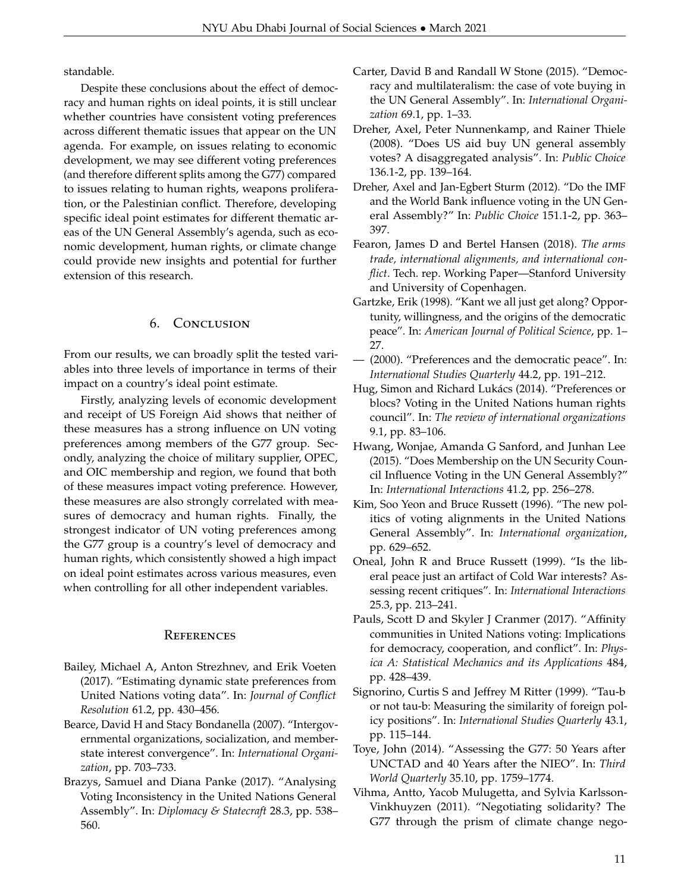standable.

Despite these conclusions about the effect of democracy and human rights on ideal points, it is still unclear whether countries have consistent voting preferences across different thematic issues that appear on the UN agenda. For example, on issues relating to economic development, we may see different voting preferences (and therefore different splits among the G77) compared to issues relating to human rights, weapons proliferation, or the Palestinian conflict. Therefore, developing specific ideal point estimates for different thematic areas of the UN General Assembly's agenda, such as economic development, human rights, or climate change could provide new insights and potential for further extension of this research.

## 6. Conclusion

From our results, we can broadly split the tested variables into three levels of importance in terms of their impact on a country's ideal point estimate.

Firstly, analyzing levels of economic development and receipt of US Foreign Aid shows that neither of these measures has a strong influence on UN voting preferences among members of the G77 group. Secondly, analyzing the choice of military supplier, OPEC, and OIC membership and region, we found that both of these measures impact voting preference. However, these measures are also strongly correlated with measures of democracy and human rights. Finally, the strongest indicator of UN voting preferences among the G77 group is a country's level of democracy and human rights, which consistently showed a high impact on ideal point estimates across various measures, even when controlling for all other independent variables.

## References

Bailey, Michael A, Anton Strezhnev, and Erik Voeten (2017). "Estimating dynamic state preferences from United Nations voting data". In: *Journal of Conflict Resolution* 61.2, pp. 430–456.

Bearce, David H and Stacy Bondanella (2007). "Intergovernmental organizations, socialization, and member-state interest convergence". In: *International Organization*, pp. 703–733.

Brazys, Samuel and Diana Panke (2017). "Analysing Voting Inconsistency in the United Nations General Assembly". In: *Diplomacy & Statecraft* 28.3, pp. 538–560.

Carter, David B and Randall W Stone (2015). "Democracy and multilateralism: the case of vote buying in the UN General Assembly". In: *International Organization* 69.1, pp. 1–33.

Dreher, Axel, Peter Nunnenkamp, and Rainer Thiele (2008). "Does US aid buy UN general assembly votes? A disaggregated analysis". In: *Public Choice* 136.1-2, pp. 139–164.

Dreher, Axel and Jan-Egbert Sturm (2012). "Do the IMF and the World Bank influence voting in the UN General Assembly?" In: *Public Choice* 151.1-2, pp. 363–397.

Fearon, James D and Bertel Hansen (2018). *The arms trade, international alignments, and international conflict*. Tech. rep. Working Paper—Stanford University and University of Copenhagen.

Gartzke, Erik (1998). "Kant we all just get along? Opportunity, willingness, and the origins of the democratic peace". In: *American Journal of Political Science*, pp. 1–27.

— (2000). "Preferences and the democratic peace". In: *International Studies Quarterly* 44.2, pp. 191–212.

Hug, Simon and Richard Lukács (2014). "Preferences or blocs? Voting in the United Nations human rights council". In: *The review of international organizations* 9.1, pp. 83–106.

Hwang, Wonjae, Amanda G Sanford, and Junhan Lee (2015). "Does Membership on the UN Security Council Influence Voting in the UN General Assembly?" In: *International Interactions* 41.2, pp. 256–278.

Kim, Soo Yeon and Bruce Russett (1996). "The new politics of voting alignments in the United Nations General Assembly". In: *International organization*, pp. 629–652.

Oneal, John R and Bruce Russett (1999). "Is the liberal peace just an artifact of Cold War interests? Assessing recent critiques". In: *International Interactions* 25.3, pp. 213–241.

Pauls, Scott D and Skyler J Cranmer (2017). "Affinity communities in United Nations voting: Implications for democracy, cooperation, and conflict". In: *Physica A: Statistical Mechanics and its Applications* 484, pp. 428–439.

Signorino, Curtis S and Jeffrey M Ritter (1999). "Tau-b or not tau-b: Measuring the similarity of foreign policy positions". In: *International Studies Quarterly* 43.1, pp. 115–144.

Toye, John (2014). "Assessing the G77: 50 Years after UNCTAD and 40 Years after the NIEO". In: *Third World Quarterly* 35.10, pp. 1759–1774.

Vihma, Antto, Yacob Mulugetta, and Sylvia Karlsson-Vinkhuyzen (2011). "Negotiating solidarity? The G77 through the prism of climate change nego-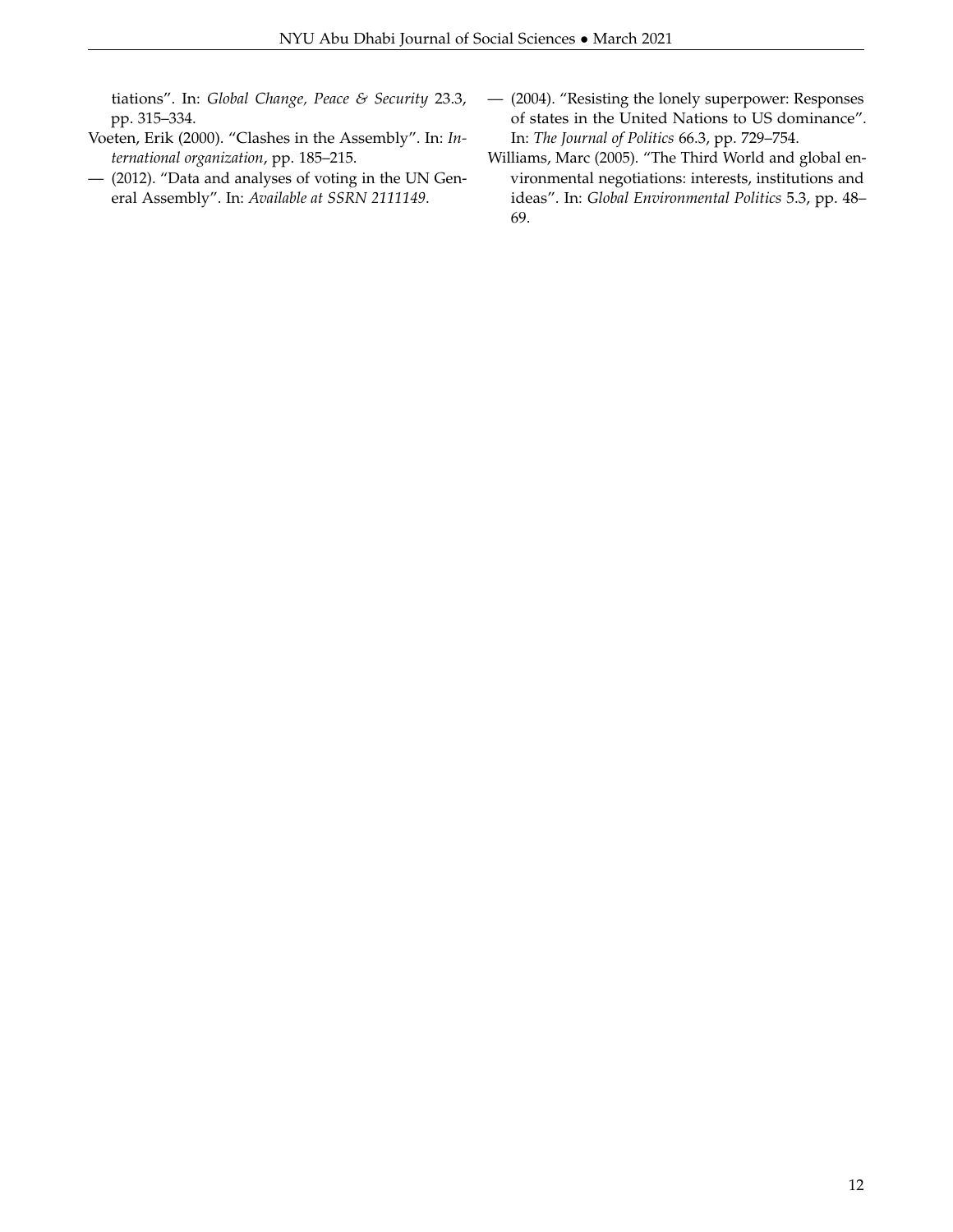tiations". In: *Global Change, Peace & Security* 23.3, pp. 315–334.

Voeten, Erik (2000). "Clashes in the Assembly". In: *International organization*, pp. 185–215.

— (2012). "Data and analyses of voting in the UN General Assembly". In: *Available at SSRN 2111149*.

— (2004). "Resisting the lonely superpower: Responses of states in the United Nations to US dominance". In: *The Journal of Politics* 66.3, pp. 729–754.

Williams, Marc (2005). "The Third World and global environmental negotiations: interests, institutions and ideas". In: *Global Environmental Politics* 5.3, pp. 48–69.